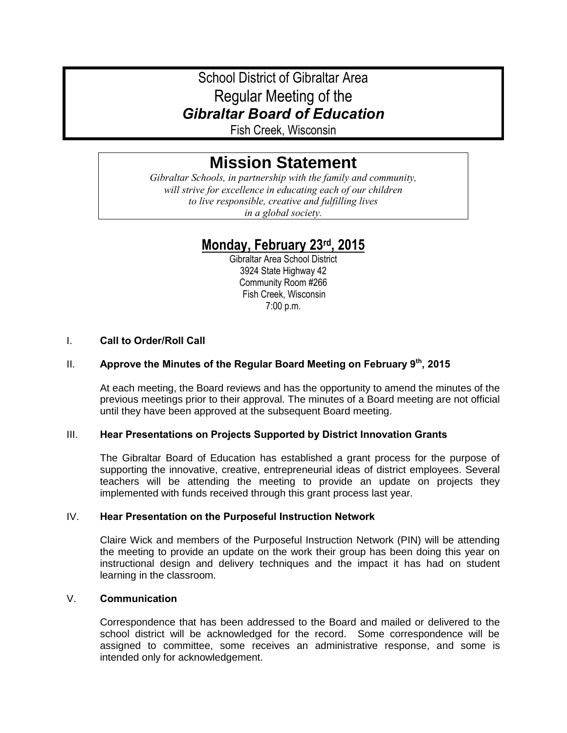# School District of Gibraltar Area
# Regular Meeting of the
# *Gibraltar Board of Education*

Fish Creek, Wisconsin

## Mission Statement

*Gibraltar Schools, in partnership with the family and community, will strive for excellence in educating each of our children to live responsible, creative and fulfilling lives in a global society.*

## Monday, February 23rd, 2015

Gibraltar Area School District
3924 State Highway 42
Community Room #266
Fish Creek, Wisconsin
7:00 p.m.

I. **Call to Order/Roll Call**

II. **Approve the Minutes of the Regular Board Meeting on February 9th, 2015**

At each meeting, the Board reviews and has the opportunity to amend the minutes of the previous meetings prior to their approval. The minutes of a Board meeting are not official until they have been approved at the subsequent Board meeting.

III. **Hear Presentations on Projects Supported by District Innovation Grants**

The Gibraltar Board of Education has established a grant process for the purpose of supporting the innovative, creative, entrepreneurial ideas of district employees. Several teachers will be attending the meeting to provide an update on projects they implemented with funds received through this grant process last year.

IV. **Hear Presentation on the Purposeful Instruction Network**

Claire Wick and members of the Purposeful Instruction Network (PIN) will be attending the meeting to provide an update on the work their group has been doing this year on instructional design and delivery techniques and the impact it has had on student learning in the classroom.

V. **Communication**

Correspondence that has been addressed to the Board and mailed or delivered to the school district will be acknowledged for the record. Some correspondence will be assigned to committee, some receives an administrative response, and some is intended only for acknowledgement.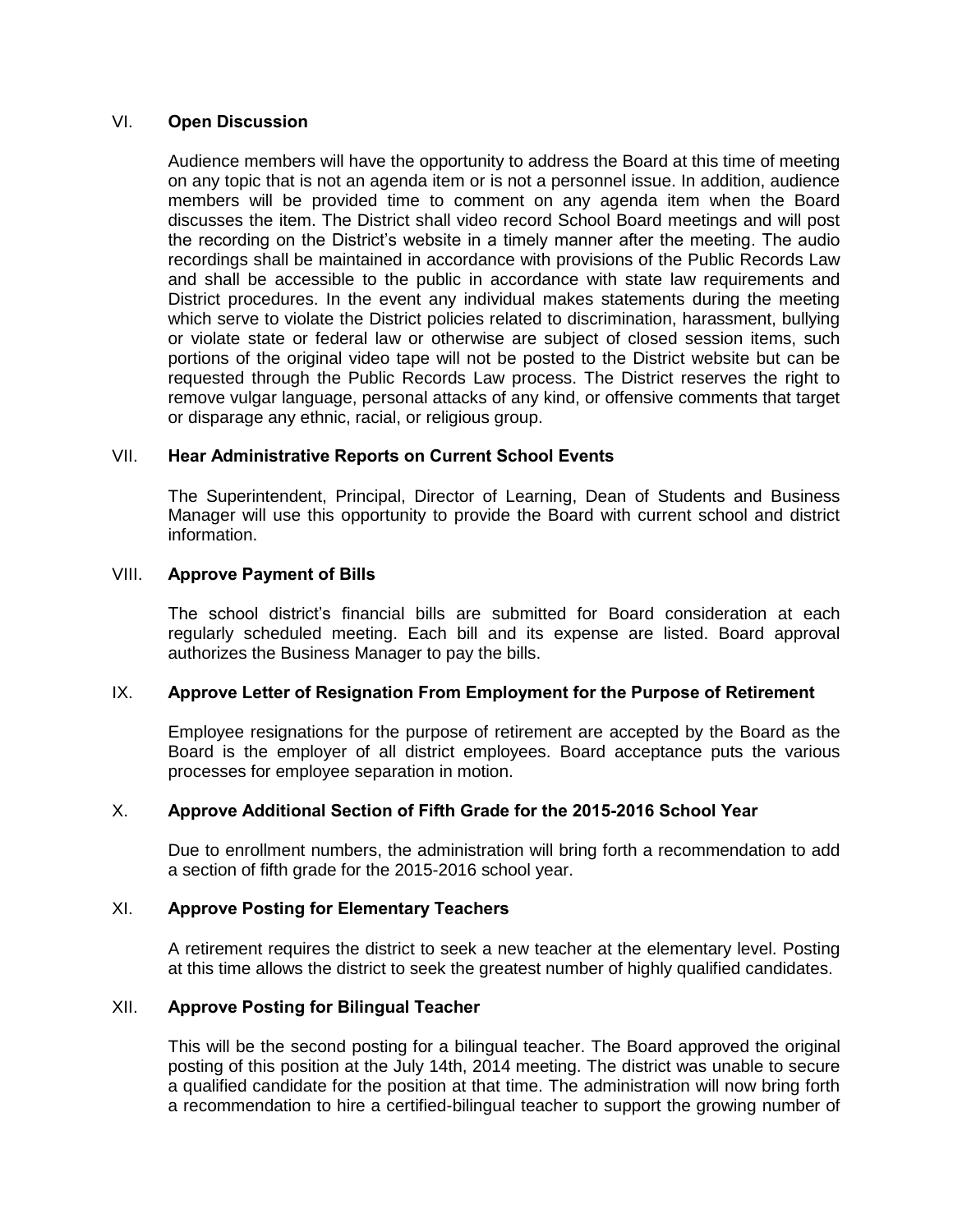## VI. **Open Discussion**

Audience members will have the opportunity to address the Board at this time of meeting on any topic that is not an agenda item or is not a personnel issue. In addition, audience members will be provided time to comment on any agenda item when the Board discusses the item. The District shall video record School Board meetings and will post the recording on the District's website in a timely manner after the meeting. The audio recordings shall be maintained in accordance with provisions of the Public Records Law and shall be accessible to the public in accordance with state law requirements and District procedures. In the event any individual makes statements during the meeting which serve to violate the District policies related to discrimination, harassment, bullying or violate state or federal law or otherwise are subject of closed session items, such portions of the original video tape will not be posted to the District website but can be requested through the Public Records Law process. The District reserves the right to remove vulgar language, personal attacks of any kind, or offensive comments that target or disparage any ethnic, racial, or religious group.

## VII. **Hear Administrative Reports on Current School Events**

The Superintendent, Principal, Director of Learning, Dean of Students and Business Manager will use this opportunity to provide the Board with current school and district information.

## VIII. **Approve Payment of Bills**

The school district's financial bills are submitted for Board consideration at each regularly scheduled meeting. Each bill and its expense are listed. Board approval authorizes the Business Manager to pay the bills.

## IX. **Approve Letter of Resignation From Employment for the Purpose of Retirement**

Employee resignations for the purpose of retirement are accepted by the Board as the Board is the employer of all district employees. Board acceptance puts the various processes for employee separation in motion.

## X. **Approve Additional Section of Fifth Grade for the 2015-2016 School Year**

Due to enrollment numbers, the administration will bring forth a recommendation to add a section of fifth grade for the 2015-2016 school year.

## XI. **Approve Posting for Elementary Teachers**

A retirement requires the district to seek a new teacher at the elementary level. Posting at this time allows the district to seek the greatest number of highly qualified candidates.

## XII. **Approve Posting for Bilingual Teacher**

This will be the second posting for a bilingual teacher. The Board approved the original posting of this position at the July 14th, 2014 meeting. The district was unable to secure a qualified candidate for the position at that time. The administration will now bring forth a recommendation to hire a certified-bilingual teacher to support the growing number of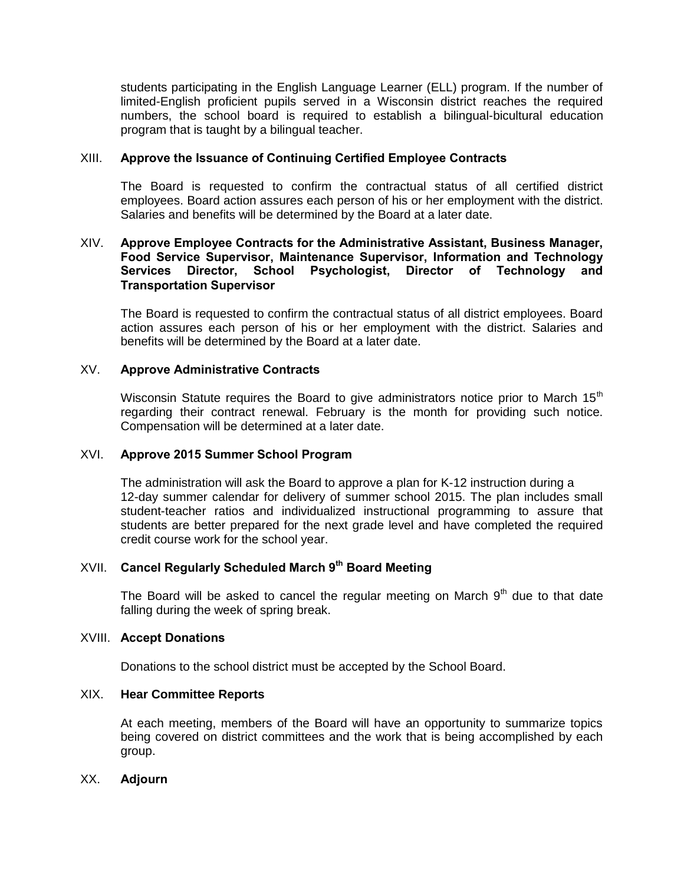students participating in the English Language Learner (ELL) program. If the number of limited-English proficient pupils served in a Wisconsin district reaches the required numbers, the school board is required to establish a bilingual-bicultural education program that is taught by a bilingual teacher.

XIII. **Approve the Issuance of Continuing Certified Employee Contracts**

The Board is requested to confirm the contractual status of all certified district employees. Board action assures each person of his or her employment with the district. Salaries and benefits will be determined by the Board at a later date.

XIV. **Approve Employee Contracts for the Administrative Assistant, Business Manager, Food Service Supervisor, Maintenance Supervisor, Information and Technology Services Director, School Psychologist, Director of Technology and Transportation Supervisor**

The Board is requested to confirm the contractual status of all district employees. Board action assures each person of his or her employment with the district. Salaries and benefits will be determined by the Board at a later date.

XV. **Approve Administrative Contracts**

Wisconsin Statute requires the Board to give administrators notice prior to March 15th regarding their contract renewal. February is the month for providing such notice. Compensation will be determined at a later date.

XVI. **Approve 2015 Summer School Program**

The administration will ask the Board to approve a plan for K-12 instruction during a 12-day summer calendar for delivery of summer school 2015. The plan includes small student-teacher ratios and individualized instructional programming to assure that students are better prepared for the next grade level and have completed the required credit course work for the school year.

XVII. **Cancel Regularly Scheduled March 9th Board Meeting**

The Board will be asked to cancel the regular meeting on March 9th due to that date falling during the week of spring break.

XVIII. **Accept Donations**

Donations to the school district must be accepted by the School Board.

XIX. **Hear Committee Reports**

At each meeting, members of the Board will have an opportunity to summarize topics being covered on district committees and the work that is being accomplished by each group.

XX. **Adjourn**